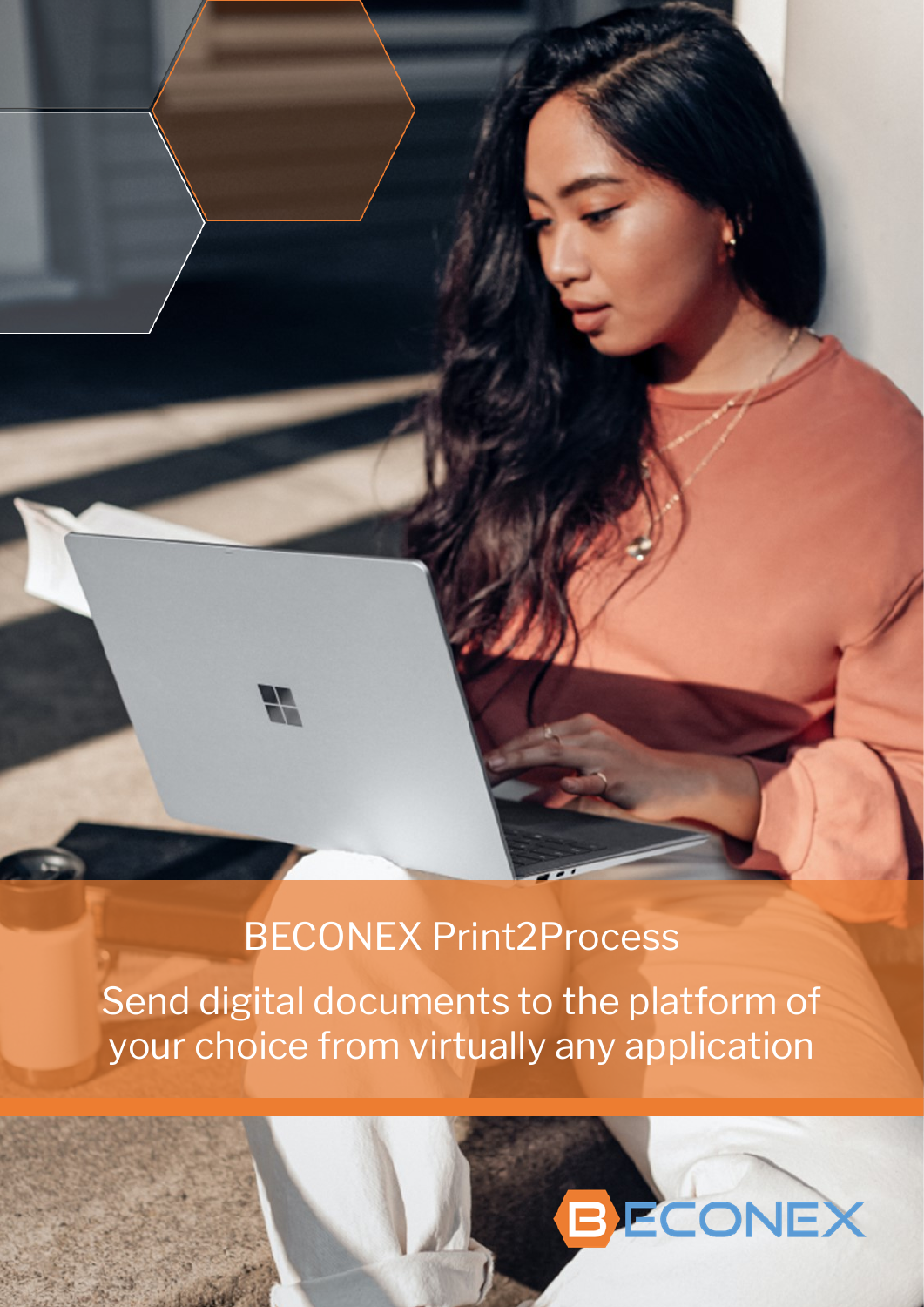# BECONEX Print2Process

Send digital documents to the platform of your choice from virtually any application

BECONEX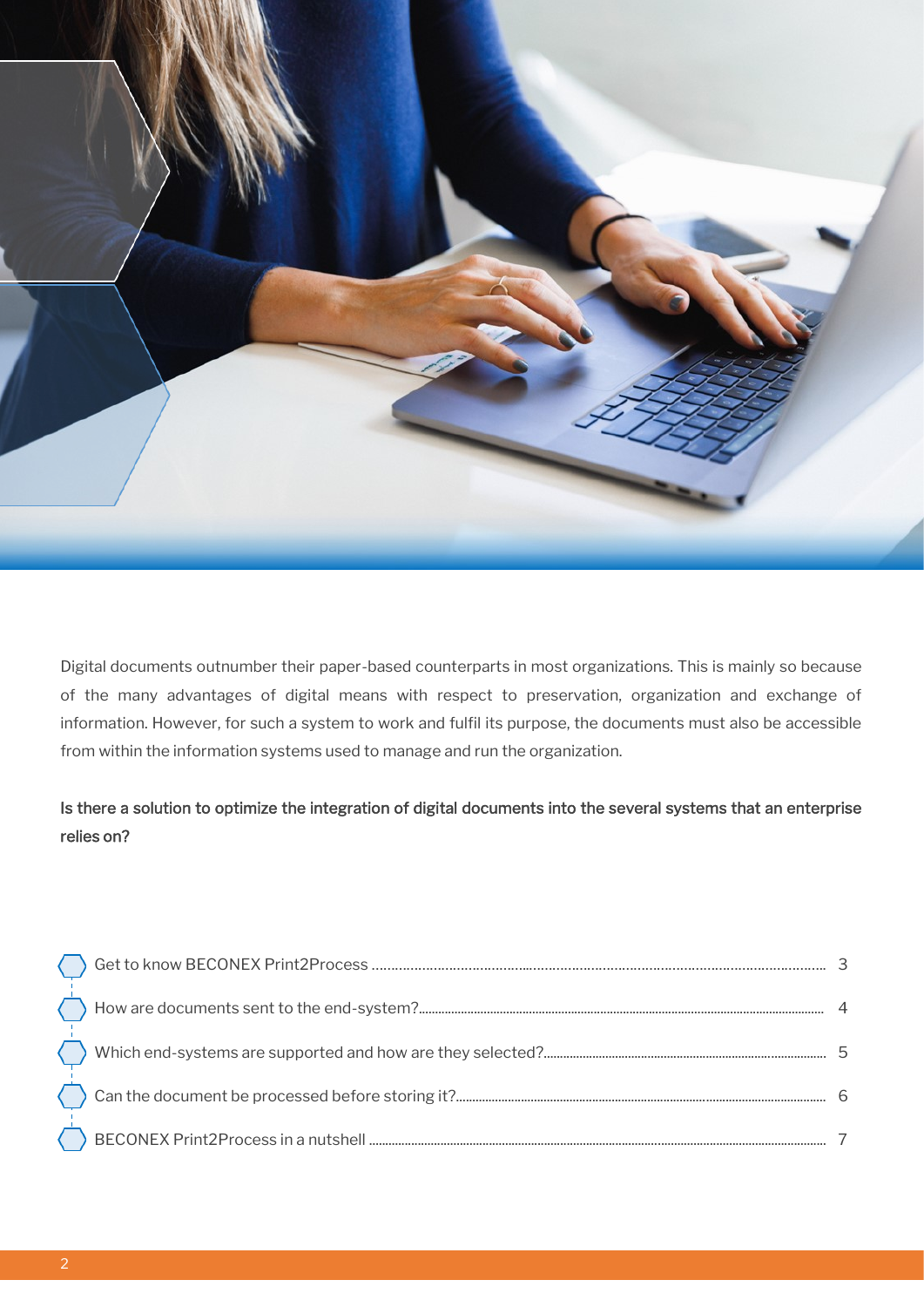Digital documents outnumber their paper-based counterparts in most organizations. This is mainly so because of the many advantages of digital means with respect to preservation, organization and exchange of information. However, for such a system to work and fulfil its purpose, the documents must also be accessible from within the information systems used to manage and run the organization.

**Is there a solution to optimize the integration of digital documents into the several systems that an enterprise relies on?**

- Get to know BECONEX Print2Process ........ 3
- How are documents sent to the end-system? ........ 4
- Which end-systems are supported and how are they selected? ........ 5
- Can the document be processed before storing it? ........ 6
- BECONEX Print2Process in a nutshell ........ 7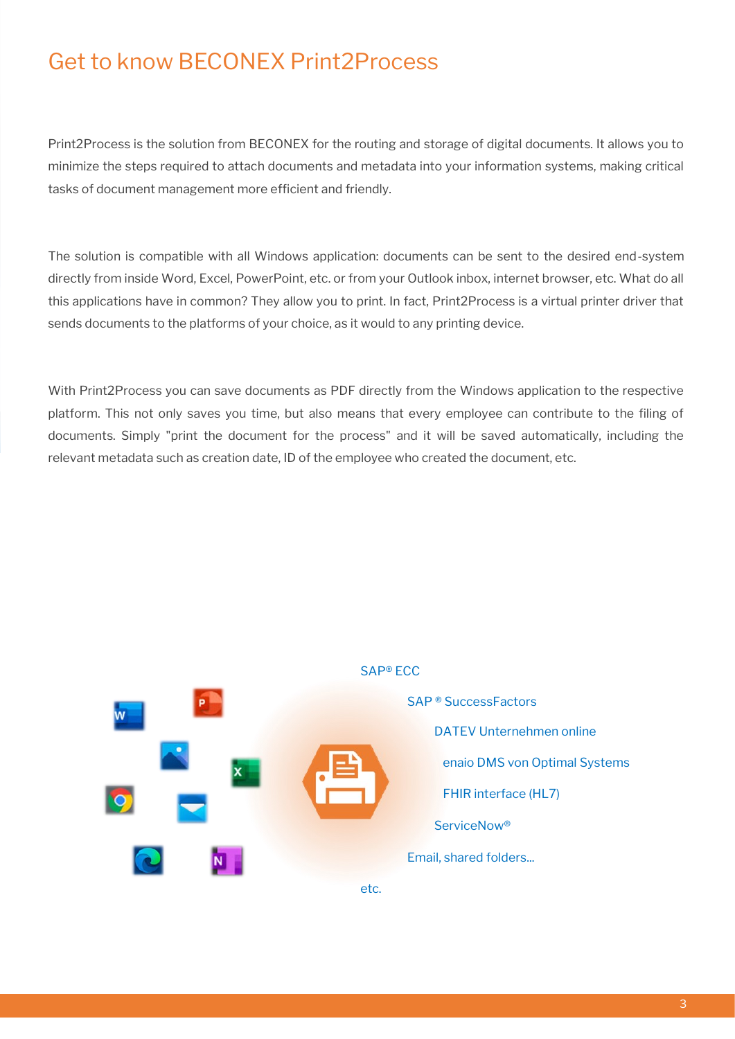# Get to know BECONEX Print2Process

Print2Process is the solution from BECONEX for the routing and storage of digital documents. It allows you to minimize the steps required to attach documents and metadata into your information systems, making critical tasks of document management more efficient and friendly.

The solution is compatible with all Windows application: documents can be sent to the desired end-system directly from inside Word, Excel, PowerPoint, etc. or from your Outlook inbox, internet browser, etc. What do all this applications have in common? They allow you to print. In fact, Print2Process is a virtual printer driver that sends documents to the platforms of your choice, as it would to any printing device.

With Print2Process you can save documents as PDF directly from the Windows application to the respective platform. This not only saves you time, but also means that every employee can contribute to the filing of documents. Simply "print the document for the process" and it will be saved automatically, including the relevant metadata such as creation date, ID of the employee who created the document, etc.

SAP® ECC

SAP ® SuccessFactors

DATEV Unternehmen online

enaio DMS von Optimal Systems

FHIR interface (HL7)

ServiceNow®

Email, shared folders...

etc.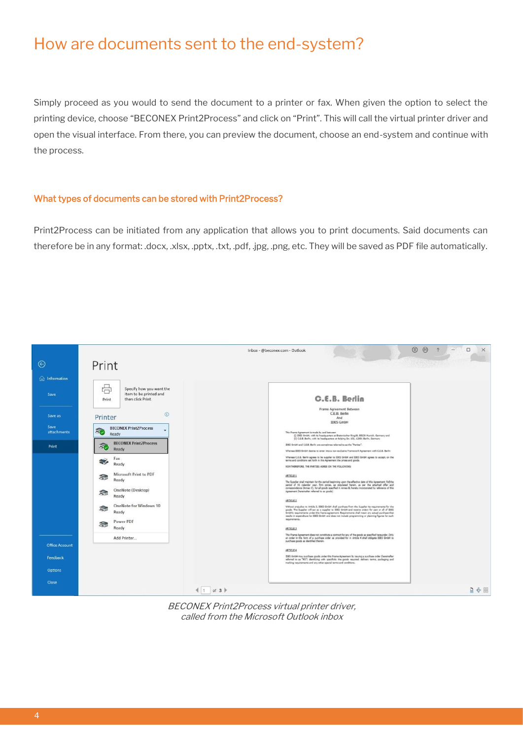# How are documents sent to the end-system?

Simply proceed as you would to send the document to a printer or fax. When given the option to select the printing device, choose “BECONEX Print2Process” and click on “Print”. This will call the virtual printer driver and open the visual interface. From there, you can preview the document, choose an end-system and continue with the process.

### What types of documents can be stored with Print2Process?

Print2Process can be initiated from any application that allows you to print documents. Said documents can therefore be in any format: .docx, .xlsx, .pptx, .txt, .pdf, .jpg, .png, etc. They will be saved as PDF file automatically.

*BECONEX Print2Process virtual printer driver, called from the Microsoft Outlook inbox*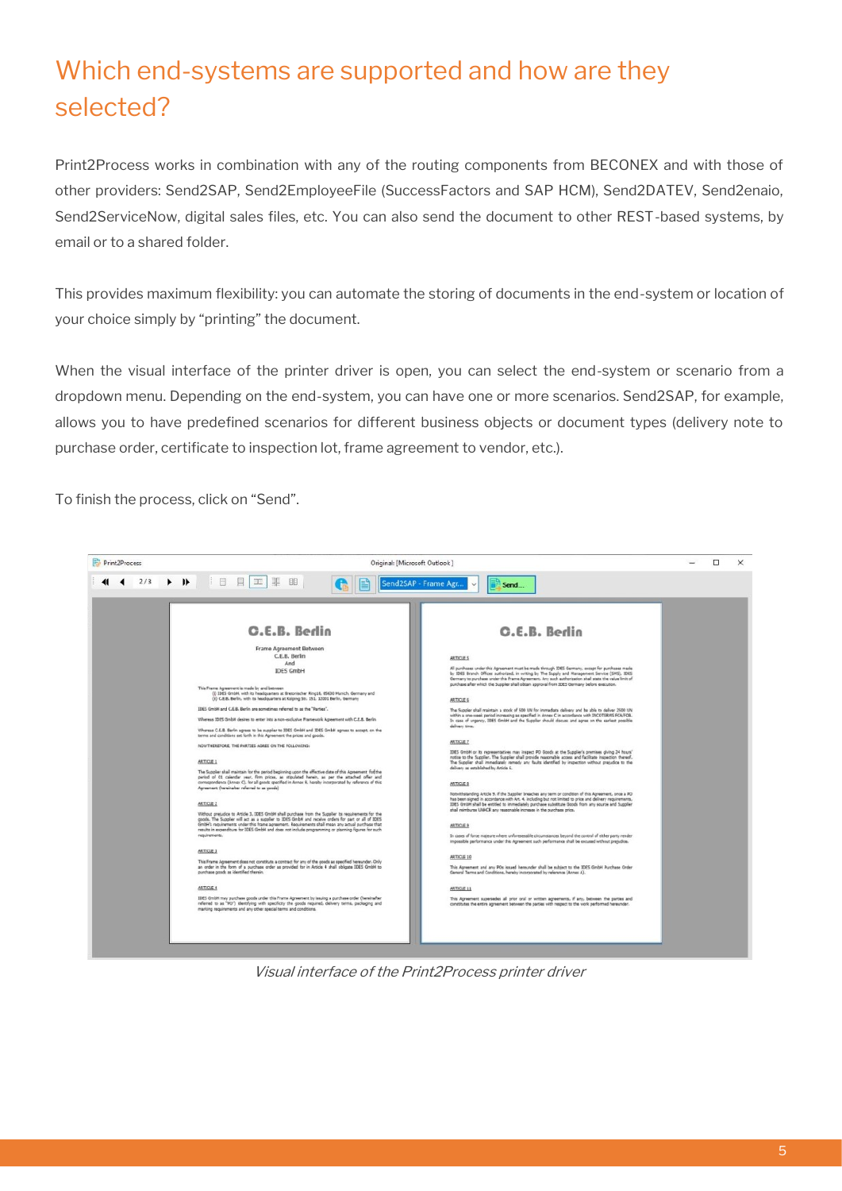# Which end-systems are supported and how are they selected?

Print2Process works in combination with any of the routing components from BECONEX and with those of other providers: Send2SAP, Send2EmployeeFile (SuccessFactors and SAP HCM), Send2DATEV, Send2enaio, Send2ServiceNow, digital sales files, etc. You can also send the document to other REST-based systems, by email or to a shared folder.

This provides maximum flexibility: you can automate the storing of documents in the end-system or location of your choice simply by "printing" the document.

When the visual interface of the printer driver is open, you can select the end-system or scenario from a dropdown menu. Depending on the end-system, you can have one or more scenarios. Send2SAP, for example, allows you to have predefined scenarios for different business objects or document types (delivery note to purchase order, certificate to inspection lot, frame agreement to vendor, etc.).

To finish the process, click on "Send".

*Visual interface of the Print2Process printer driver*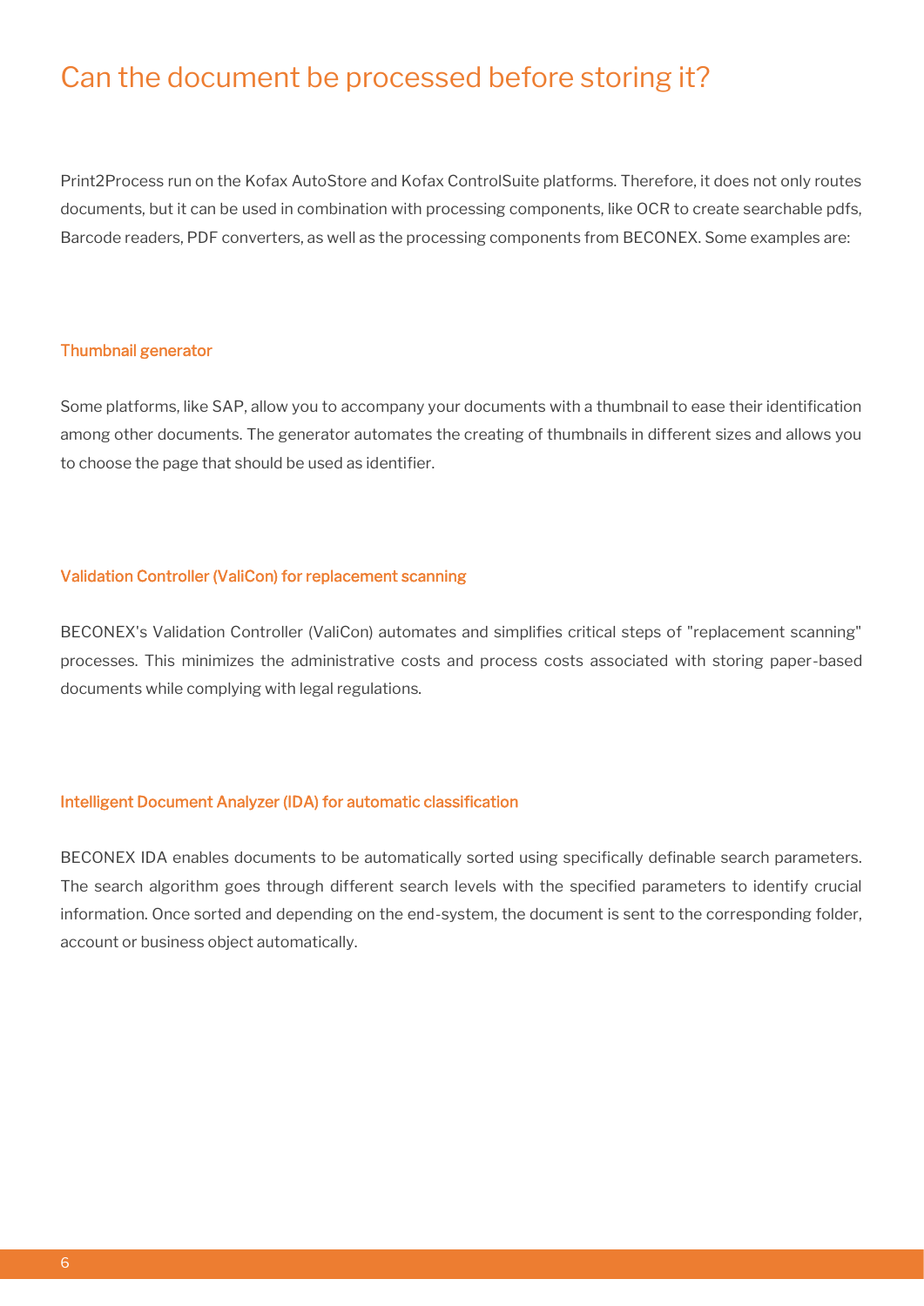# Can the document be processed before storing it?

Print2Process run on the Kofax AutoStore and Kofax ControlSuite platforms. Therefore, it does not only routes documents, but it can be used in combination with processing components, like OCR to create searchable pdfs, Barcode readers, PDF converters, as well as the processing components from BECONEX. Some examples are:

### Thumbnail generator

Some platforms, like SAP, allow you to accompany your documents with a thumbnail to ease their identification among other documents. The generator automates the creating of thumbnails in different sizes and allows you to choose the page that should be used as identifier.

### Validation Controller (ValiCon) for replacement scanning

BECONEX's Validation Controller (ValiCon) automates and simplifies critical steps of "replacement scanning" processes. This minimizes the administrative costs and process costs associated with storing paper-based documents while complying with legal regulations.

### Intelligent Document Analyzer (IDA) for automatic classification

BECONEX IDA enables documents to be automatically sorted using specifically definable search parameters. The search algorithm goes through different search levels with the specified parameters to identify crucial information. Once sorted and depending on the end-system, the document is sent to the corresponding folder, account or business object automatically.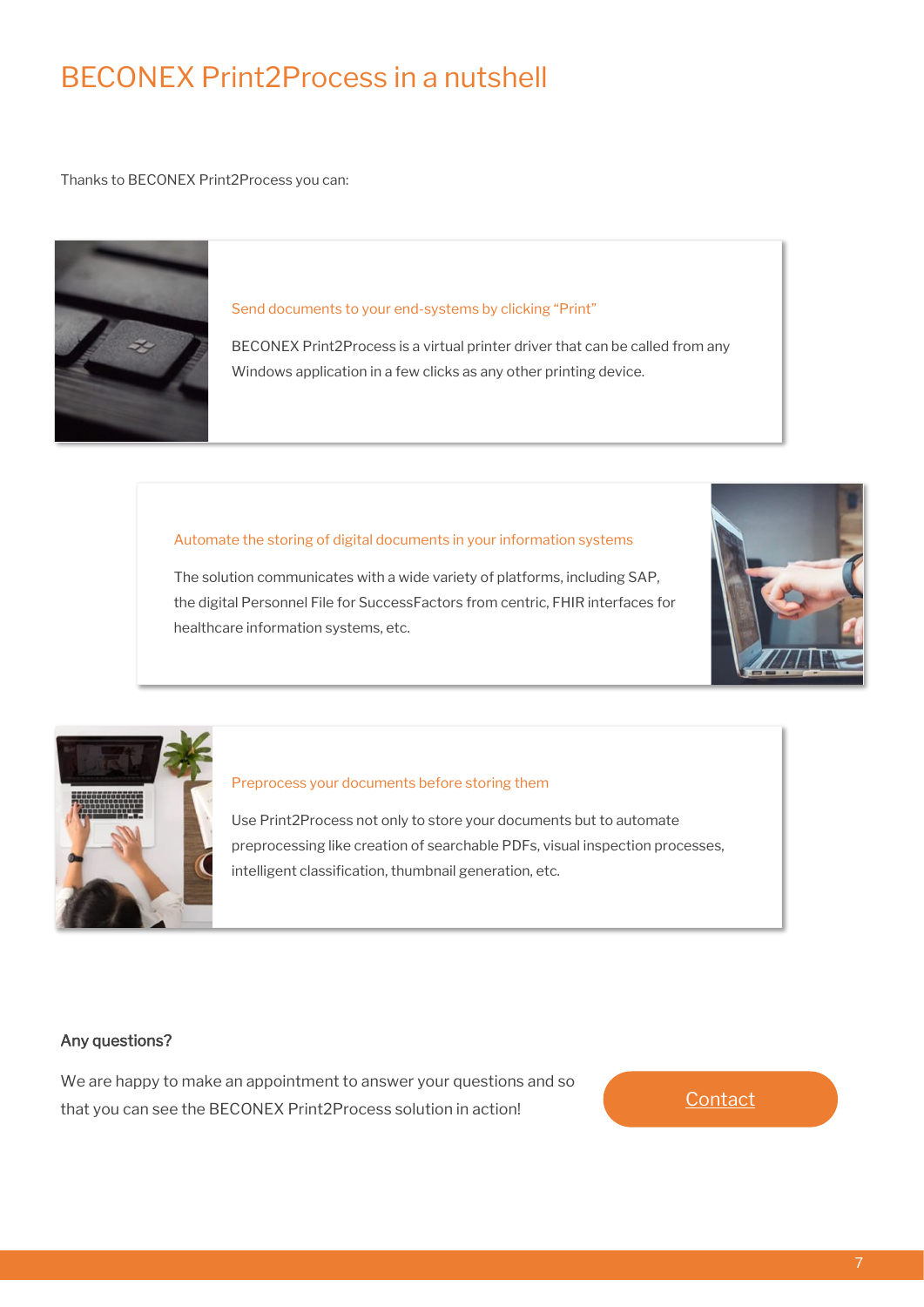# BECONEX Print2Process in a nutshell

Thanks to BECONEX Print2Process you can:

### Send documents to your end-systems by clicking "Print"

BECONEX Print2Process is a virtual printer driver that can be called from any Windows application in a few clicks as any other printing device.

### Automate the storing of digital documents in your information systems

The solution communicates with a wide variety of platforms, including SAP, the digital Personnel File for SuccessFactors from centric, FHIR interfaces for healthcare information systems, etc.

### Preprocess your documents before storing them

Use Print2Process not only to store your documents but to automate preprocessing like creation of searchable PDFs, visual inspection processes, intelligent classification, thumbnail generation, etc.

**Any questions?**

We are happy to make an appointment to answer your questions and so that you can see the BECONEX Print2Process solution in action!

Contact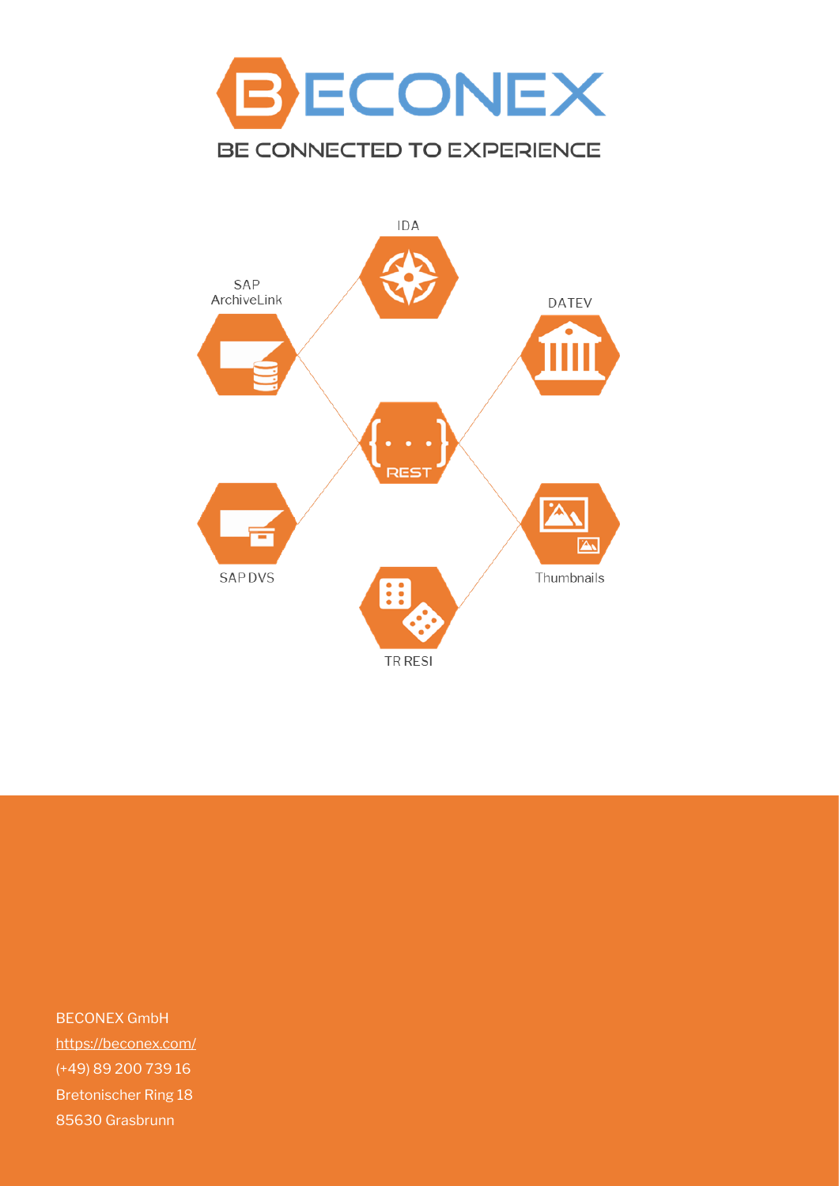# BECONEX

BE CONNECTED TO EXPERIENCE

IDA

SAP ArchiveLink

DATEV

REST

SAP DVS

Thumbnails

TR RESI

BECONEX GmbH
https://beconex.com/
(+49) 89 200 739 16
Bretonischer Ring 18
85630 Grasbrunn